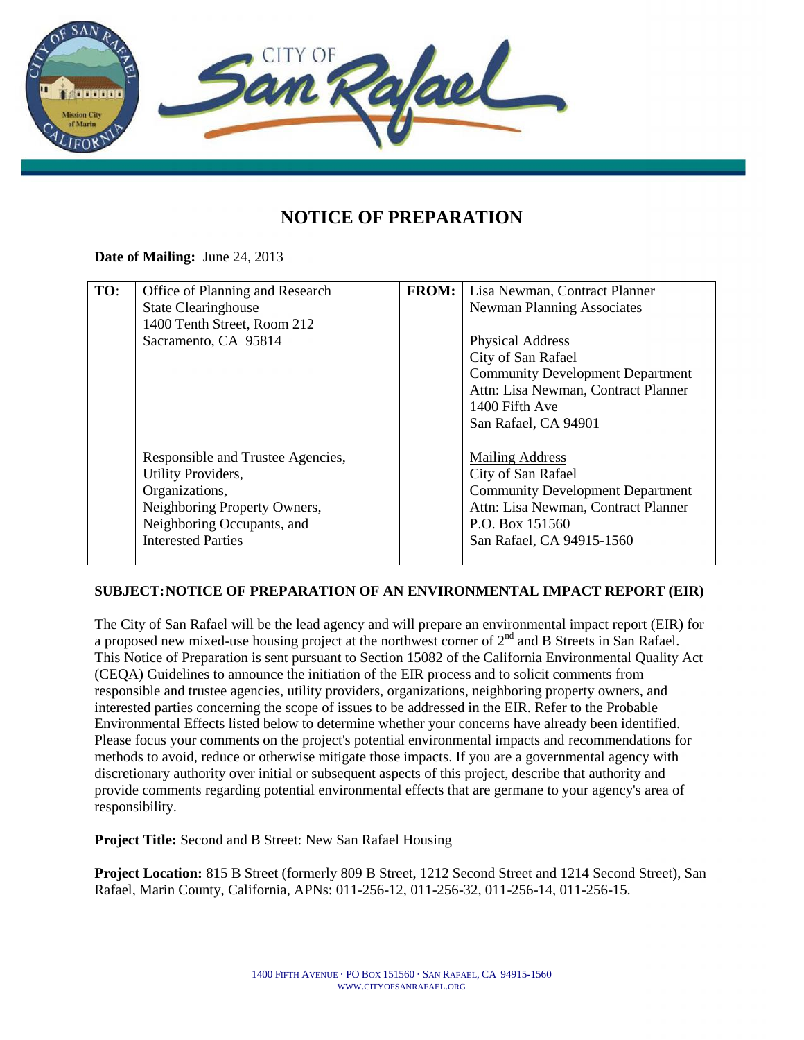# NOTICE OF PREPARATION

**Date of Mailing:** June 24, 2013

| TO: | | FROM: | |
|---|---|---|---|
| | Office of Planning and Research<br>State Clearinghouse<br>1400 Tenth Street, Room 212<br>Sacramento, CA 95814 | | Lisa Newman, Contract Planner<br>Newman Planning Associates<br><br>Physical Address<br>City of San Rafael<br>Community Development Department<br>Attn: Lisa Newman, Contract Planner<br>1400 Fifth Ave<br>San Rafael, CA 94901 |
| | Responsible and Trustee Agencies,<br>Utility Providers,<br>Organizations,<br>Neighboring Property Owners,<br>Neighboring Occupants, and<br>Interested Parties | | Mailing Address<br>City of San Rafael<br>Community Development Department<br>Attn: Lisa Newman, Contract Planner<br>P.O. Box 151560<br>San Rafael, CA 94915-1560 |

**SUBJECT: NOTICE OF PREPARATION OF AN ENVIRONMENTAL IMPACT REPORT (EIR)**

The City of San Rafael will be the lead agency and will prepare an environmental impact report (EIR) for a proposed new mixed-use housing project at the northwest corner of 2nd and B Streets in San Rafael. This Notice of Preparation is sent pursuant to Section 15082 of the California Environmental Quality Act (CEQA) Guidelines to announce the initiation of the EIR process and to solicit comments from responsible and trustee agencies, utility providers, organizations, neighboring property owners, and interested parties concerning the scope of issues to be addressed in the EIR. Refer to the Probable Environmental Effects listed below to determine whether your concerns have already been identified. Please focus your comments on the project's potential environmental impacts and recommendations for methods to avoid, reduce or otherwise mitigate those impacts. If you are a governmental agency with discretionary authority over initial or subsequent aspects of this project, describe that authority and provide comments regarding potential environmental effects that are germane to your agency's area of responsibility.

**Project Title:** Second and B Street: New San Rafael Housing

**Project Location:** 815 B Street (formerly 809 B Street, 1212 Second Street and 1214 Second Street), San Rafael, Marin County, California, APNs: 011-256-12, 011-256-32, 011-256-14, 011-256-15.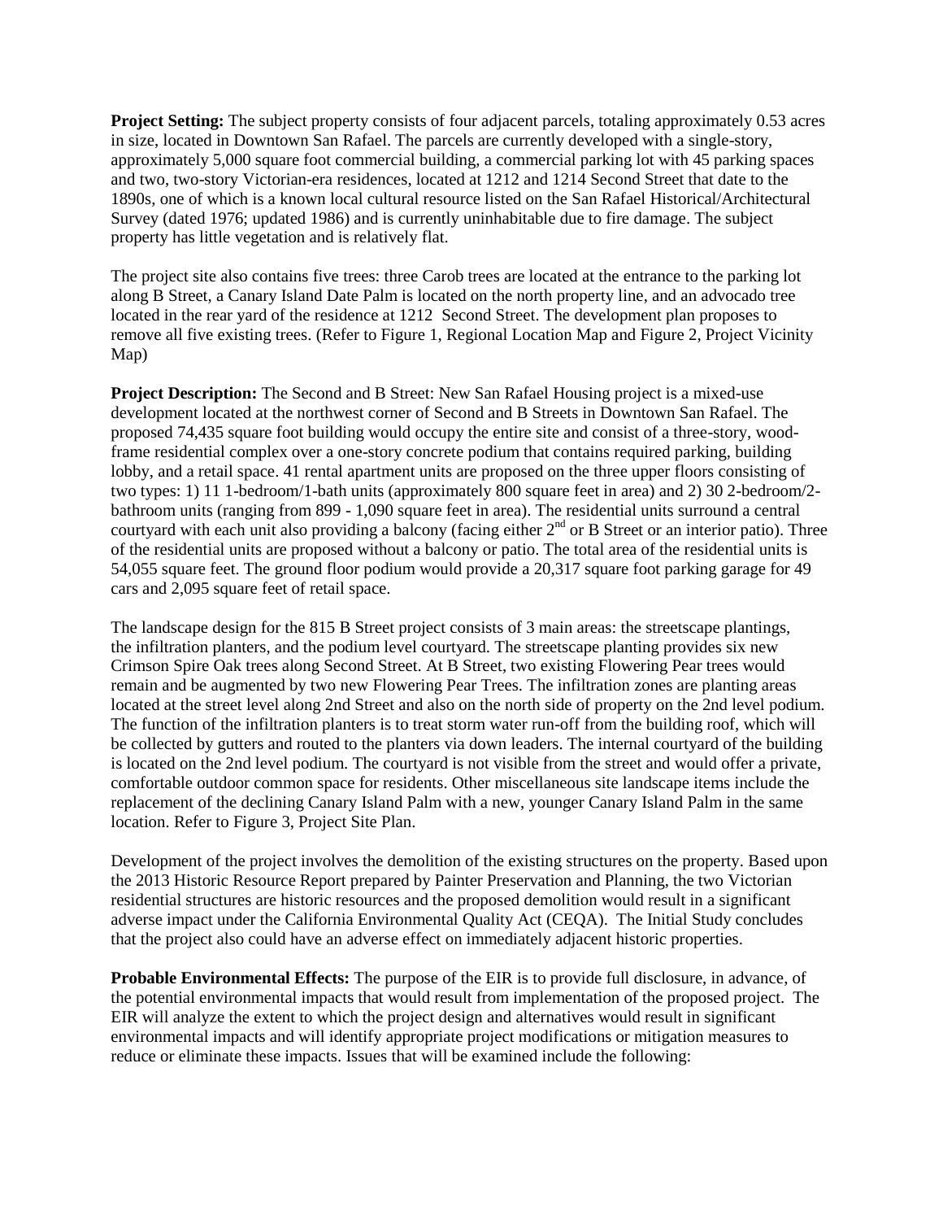**Project Setting:** The subject property consists of four adjacent parcels, totaling approximately 0.53 acres in size, located in Downtown San Rafael. The parcels are currently developed with a single-story, approximately 5,000 square foot commercial building, a commercial parking lot with 45 parking spaces and two, two-story Victorian-era residences, located at 1212 and 1214 Second Street that date to the 1890s, one of which is a known local cultural resource listed on the San Rafael Historical/Architectural Survey (dated 1976; updated 1986) and is currently uninhabitable due to fire damage. The subject property has little vegetation and is relatively flat.

The project site also contains five trees: three Carob trees are located at the entrance to the parking lot along B Street, a Canary Island Date Palm is located on the north property line, and an advocado tree located in the rear yard of the residence at 1212 Second Street. The development plan proposes to remove all five existing trees. (Refer to Figure 1, Regional Location Map and Figure 2, Project Vicinity Map)

**Project Description:** The Second and B Street: New San Rafael Housing project is a mixed-use development located at the northwest corner of Second and B Streets in Downtown San Rafael. The proposed 74,435 square foot building would occupy the entire site and consist of a three-story, wood-frame residential complex over a one-story concrete podium that contains required parking, building lobby, and a retail space. 41 rental apartment units are proposed on the three upper floors consisting of two types: 1) 11 1-bedroom/1-bath units (approximately 800 square feet in area) and 2) 30 2-bedroom/2-bathroom units (ranging from 899 - 1,090 square feet in area). The residential units surround a central courtyard with each unit also providing a balcony (facing either 2nd or B Street or an interior patio). Three of the residential units are proposed without a balcony or patio. The total area of the residential units is 54,055 square feet. The ground floor podium would provide a 20,317 square foot parking garage for 49 cars and 2,095 square feet of retail space.

The landscape design for the 815 B Street project consists of 3 main areas: the streetscape plantings, the infiltration planters, and the podium level courtyard. The streetscape planting provides six new Crimson Spire Oak trees along Second Street. At B Street, two existing Flowering Pear trees would remain and be augmented by two new Flowering Pear Trees. The infiltration zones are planting areas located at the street level along 2nd Street and also on the north side of property on the 2nd level podium. The function of the infiltration planters is to treat storm water run-off from the building roof, which will be collected by gutters and routed to the planters via down leaders. The internal courtyard of the building is located on the 2nd level podium. The courtyard is not visible from the street and would offer a private, comfortable outdoor common space for residents. Other miscellaneous site landscape items include the replacement of the declining Canary Island Palm with a new, younger Canary Island Palm in the same location. Refer to Figure 3, Project Site Plan.

Development of the project involves the demolition of the existing structures on the property. Based upon the 2013 Historic Resource Report prepared by Painter Preservation and Planning, the two Victorian residential structures are historic resources and the proposed demolition would result in a significant adverse impact under the California Environmental Quality Act (CEQA). The Initial Study concludes that the project also could have an adverse effect on immediately adjacent historic properties.

**Probable Environmental Effects:** The purpose of the EIR is to provide full disclosure, in advance, of the potential environmental impacts that would result from implementation of the proposed project. The EIR will analyze the extent to which the project design and alternatives would result in significant environmental impacts and will identify appropriate project modifications or mitigation measures to reduce or eliminate these impacts. Issues that will be examined include the following: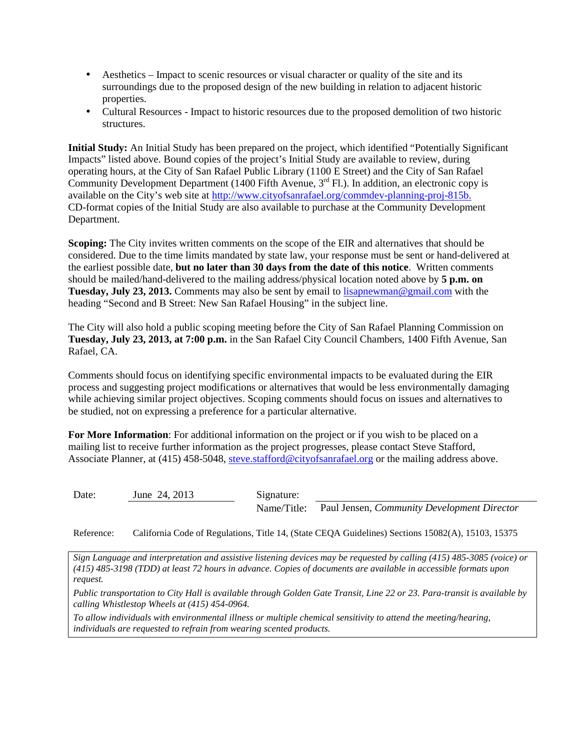- Aesthetics – Impact to scenic resources or visual character or quality of the site and its surroundings due to the proposed design of the new building in relation to adjacent historic properties.
- Cultural Resources - Impact to historic resources due to the proposed demolition of two historic structures.

**Initial Study:** An Initial Study has been prepared on the project, which identified "Potentially Significant Impacts" listed above. Bound copies of the project's Initial Study are available to review, during operating hours, at the City of San Rafael Public Library (1100 E Street) and the City of San Rafael Community Development Department (1400 Fifth Avenue, 3rd Fl.). In addition, an electronic copy is available on the City's web site at http://www.cityofsanrafael.org/commdev-planning-proj-815b. CD-format copies of the Initial Study are also available to purchase at the Community Development Department.

**Scoping:** The City invites written comments on the scope of the EIR and alternatives that should be considered. Due to the time limits mandated by state law, your response must be sent or hand-delivered at the earliest possible date, **but no later than 30 days from the date of this notice**. Written comments should be mailed/hand-delivered to the mailing address/physical location noted above by **5 p.m. on Tuesday, July 23, 2013.** Comments may also be sent by email to lisapnewman@gmail.com with the heading "Second and B Street: New San Rafael Housing" in the subject line.

The City will also hold a public scoping meeting before the City of San Rafael Planning Commission on **Tuesday, July 23, 2013, at 7:00 p.m.** in the San Rafael City Council Chambers, 1400 Fifth Avenue, San Rafael, CA.

Comments should focus on identifying specific environmental impacts to be evaluated during the EIR process and suggesting project modifications or alternatives that would be less environmentally damaging while achieving similar project objectives. Scoping comments should focus on issues and alternatives to be studied, not on expressing a preference for a particular alternative.

**For More Information**: For additional information on the project or if you wish to be placed on a mailing list to receive further information as the project progresses, please contact Steve Stafford, Associate Planner, at (415) 458-5048, steve.stafford@cityofsanrafael.org or the mailing address above.

| | | | |
|---|---|---|---|
| Date: | June 24, 2013 | Signature: | |
| | | Name/Title: | Paul Jensen, *Community Development Director* |

Reference: California Code of Regulations, Title 14, (State CEQA Guidelines) Sections 15082(A), 15103, 15375

*Sign Language and interpretation and assistive listening devices may be requested by calling (415) 485-3085 (voice) or (415) 485-3198 (TDD) at least 72 hours in advance. Copies of documents are available in accessible formats upon request.*

*Public transportation to City Hall is available through Golden Gate Transit, Line 22 or 23. Para-transit is available by calling Whistlestop Wheels at (415) 454-0964.*

*To allow individuals with environmental illness or multiple chemical sensitivity to attend the meeting/hearing, individuals are requested to refrain from wearing scented products.*